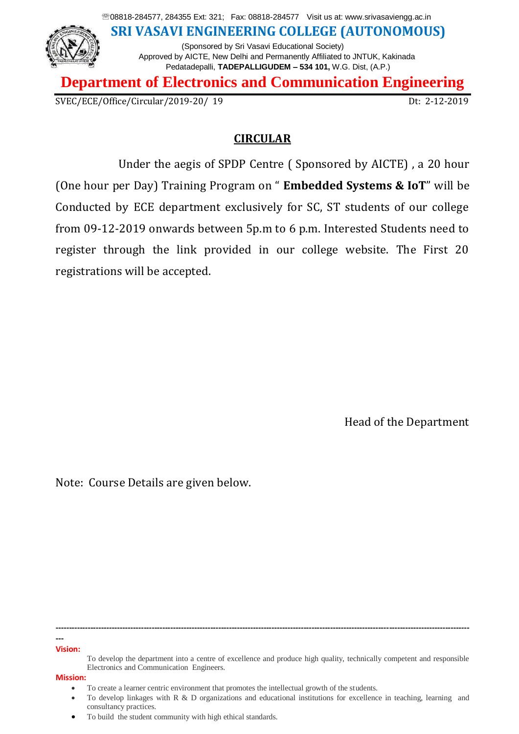☏08818-284577, 284355 Ext: 321; Fax: 08818-284577 Visit us at: www.srivasaviengg.ac.in

# SRI VASAVI ENGINEERING COLLEGE (AUTONOMOUS)

(Sponsored by Sri Vasavi Educational Society)
Approved by AICTE, New Delhi and Permanently Affiliated to JNTUK, Kakinada
Pedatadepalli, **TADEPALLIGUDEM – 534 101,** W.G. Dist, (A.P.)

# Department of Electronics and Communication Engineering

SVEC/ECE/Office/Circular/2019-20/ 19 Dt: 2-12-2019

## CIRCULAR

Under the aegis of SPDP Centre ( Sponsored by AICTE) , a 20 hour (One hour per Day) Training Program on " **Embedded Systems & IoT**" will be Conducted by ECE department exclusively for SC, ST students of our college from 09-12-2019 onwards between 5p.m to 6 p.m. Interested Students need to register through the link provided in our college website. The First 20 registrations will be accepted.

Head of the Department

Note: Course Details are given below.

---

**Vision:**

To develop the department into a centre of excellence and produce high quality, technically competent and responsible Electronics and Communication Engineers.

**Mission:**

- To create a learner centric environment that promotes the intellectual growth of the students.
- To develop linkages with R & D organizations and educational institutions for excellence in teaching, learning and consultancy practices.
- To build the student community with high ethical standards.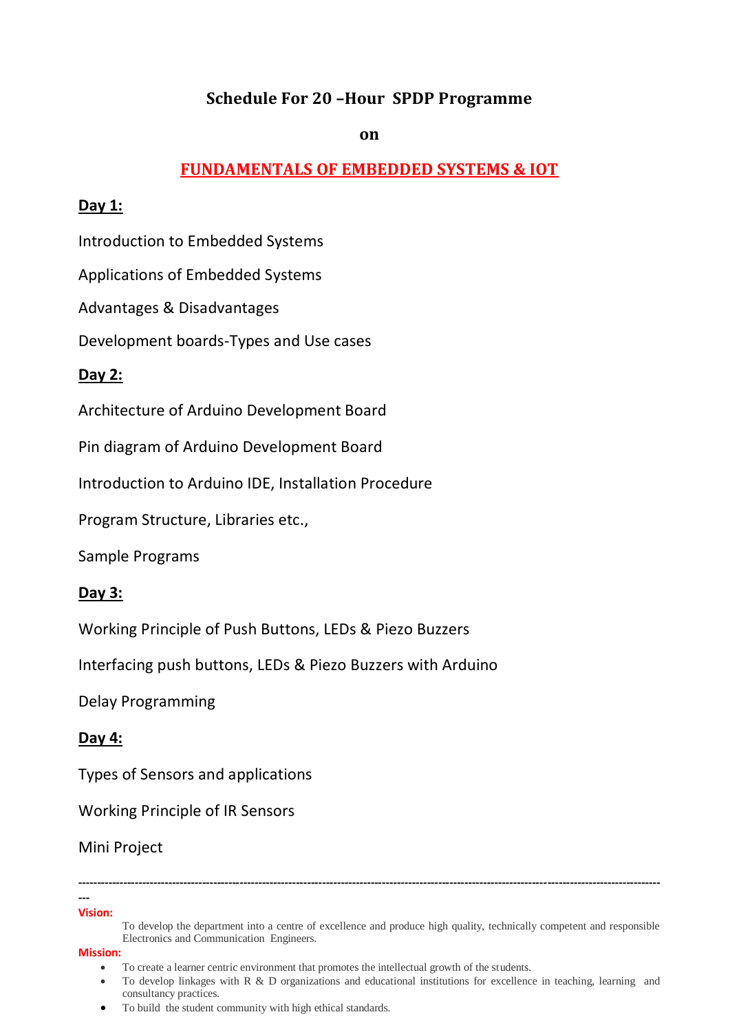# Schedule For 20 –Hour SPDP Programme

**on**

## FUNDAMENTALS OF EMBEDDED SYSTEMS & IOT

**Day 1:**

Introduction to Embedded Systems

Applications of Embedded Systems

Advantages & Disadvantages

Development boards-Types and Use cases

**Day 2:**

Architecture of Arduino Development Board

Pin diagram of Arduino Development Board

Introduction to Arduino IDE, Installation Procedure

Program Structure, Libraries etc.,

Sample Programs

**Day 3:**

Working Principle of Push Buttons, LEDs & Piezo Buzzers

Interfacing push buttons, LEDs & Piezo Buzzers with Arduino

Delay Programming

**Day 4:**

Types of Sensors and applications

Working Principle of IR Sensors

Mini Project

---

**Vision:**

To develop the department into a centre of excellence and produce high quality, technically competent and responsible Electronics and Communication Engineers.

**Mission:**

- To create a learner centric environment that promotes the intellectual growth of the students.
- To develop linkages with R & D organizations and educational institutions for excellence in teaching, learning and consultancy practices.
- To build the student community with high ethical standards.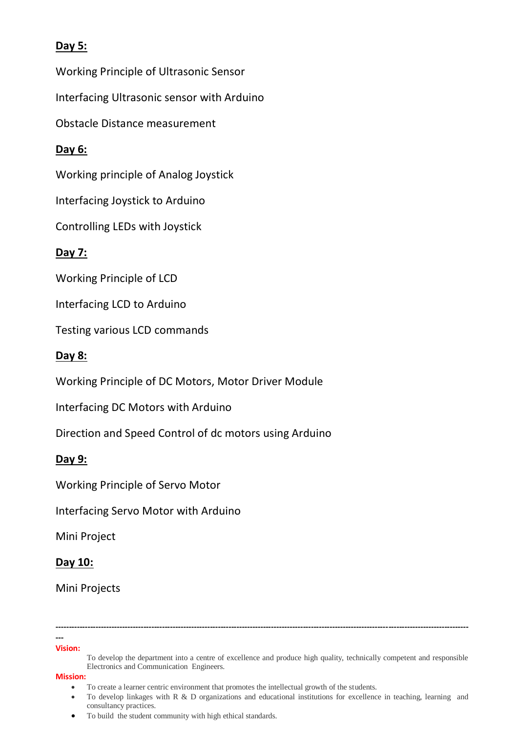**Day 5:**

Working Principle of Ultrasonic Sensor

Interfacing Ultrasonic sensor with Arduino

Obstacle Distance measurement

**Day 6:**

Working principle of Analog Joystick

Interfacing Joystick to Arduino

Controlling LEDs with Joystick

**Day 7:**

Working Principle of LCD

Interfacing LCD to Arduino

Testing various LCD commands

**Day 8:**

Working Principle of DC Motors, Motor Driver Module

Interfacing DC Motors with Arduino

Direction and Speed Control of dc motors using Arduino

**Day 9:**

Working Principle of Servo Motor

Interfacing Servo Motor with Arduino

Mini Project

**Day 10:**

Mini Projects

---

**Vision:**

To develop the department into a centre of excellence and produce high quality, technically competent and responsible Electronics and Communication Engineers.

**Mission:**

- To create a learner centric environment that promotes the intellectual growth of the students.
- To develop linkages with R & D organizations and educational institutions for excellence in teaching, learning and consultancy practices.
- To build the student community with high ethical standards.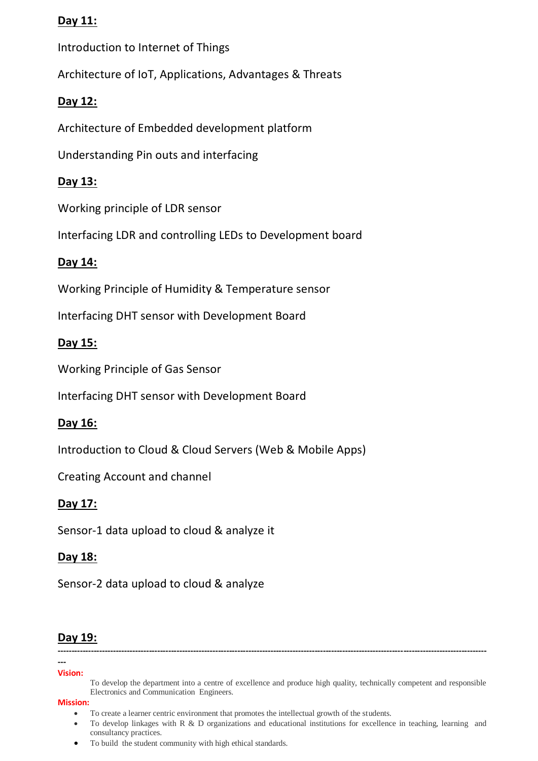**Day 11:**

Introduction to Internet of Things

Architecture of IoT, Applications, Advantages & Threats

**Day 12:**

Architecture of Embedded development platform

Understanding Pin outs and interfacing

**Day 13:**

Working principle of LDR sensor

Interfacing LDR and controlling LEDs to Development board

**Day 14:**

Working Principle of Humidity & Temperature sensor

Interfacing DHT sensor with Development Board

**Day 15:**

Working Principle of Gas Sensor

Interfacing DHT sensor with Development Board

**Day 16:**

Introduction to Cloud & Cloud Servers (Web & Mobile Apps)

Creating Account and channel

**Day 17:**

Sensor-1 data upload to cloud & analyze it

**Day 18:**

Sensor-2 data upload to cloud & analyze

**Day 19:**

---

**Vision:**

To develop the department into a centre of excellence and produce high quality, technically competent and responsible Electronics and Communication Engineers.

**Mission:**

- To create a learner centric environment that promotes the intellectual growth of the students.
- To develop linkages with R & D organizations and educational institutions for excellence in teaching, learning and consultancy practices.
- To build the student community with high ethical standards.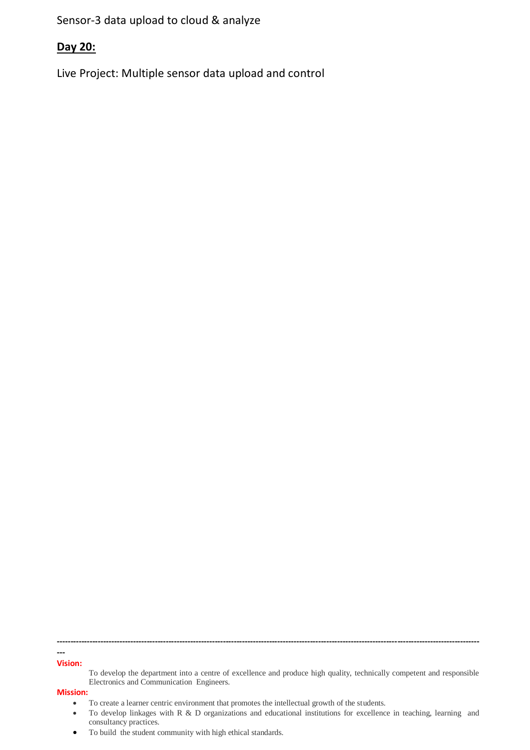Sensor-3 data upload to cloud & analyze

**Day 20:**

Live Project: Multiple sensor data upload and control